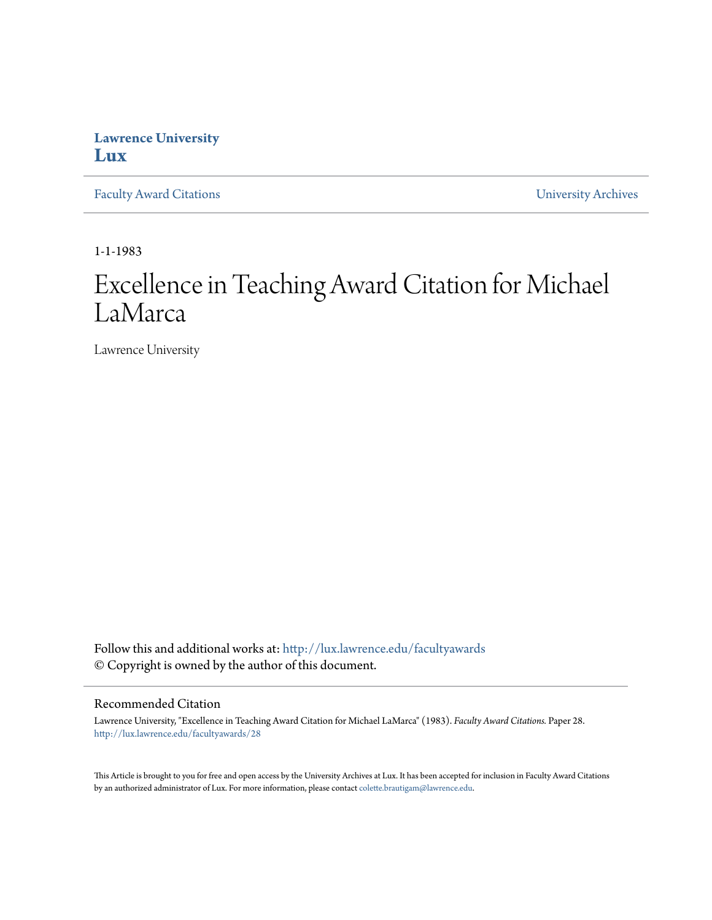**Lawrence University**
**Lux**

Faculty Award Citations | University Archives

1-1-1983

# Excellence in Teaching Award Citation for Michael LaMarca

Lawrence University

Follow this and additional works at: http://lux.lawrence.edu/facultyawards
© Copyright is owned by the author of this document.

## Recommended Citation

Lawrence University, "Excellence in Teaching Award Citation for Michael LaMarca" (1983). *Faculty Award Citations.* Paper 28.
http://lux.lawrence.edu/facultyawards/28

This Article is brought to you for free and open access by the University Archives at Lux. It has been accepted for inclusion in Faculty Award Citations by an authorized administrator of Lux. For more information, please contact colette.brautigam@lawrence.edu.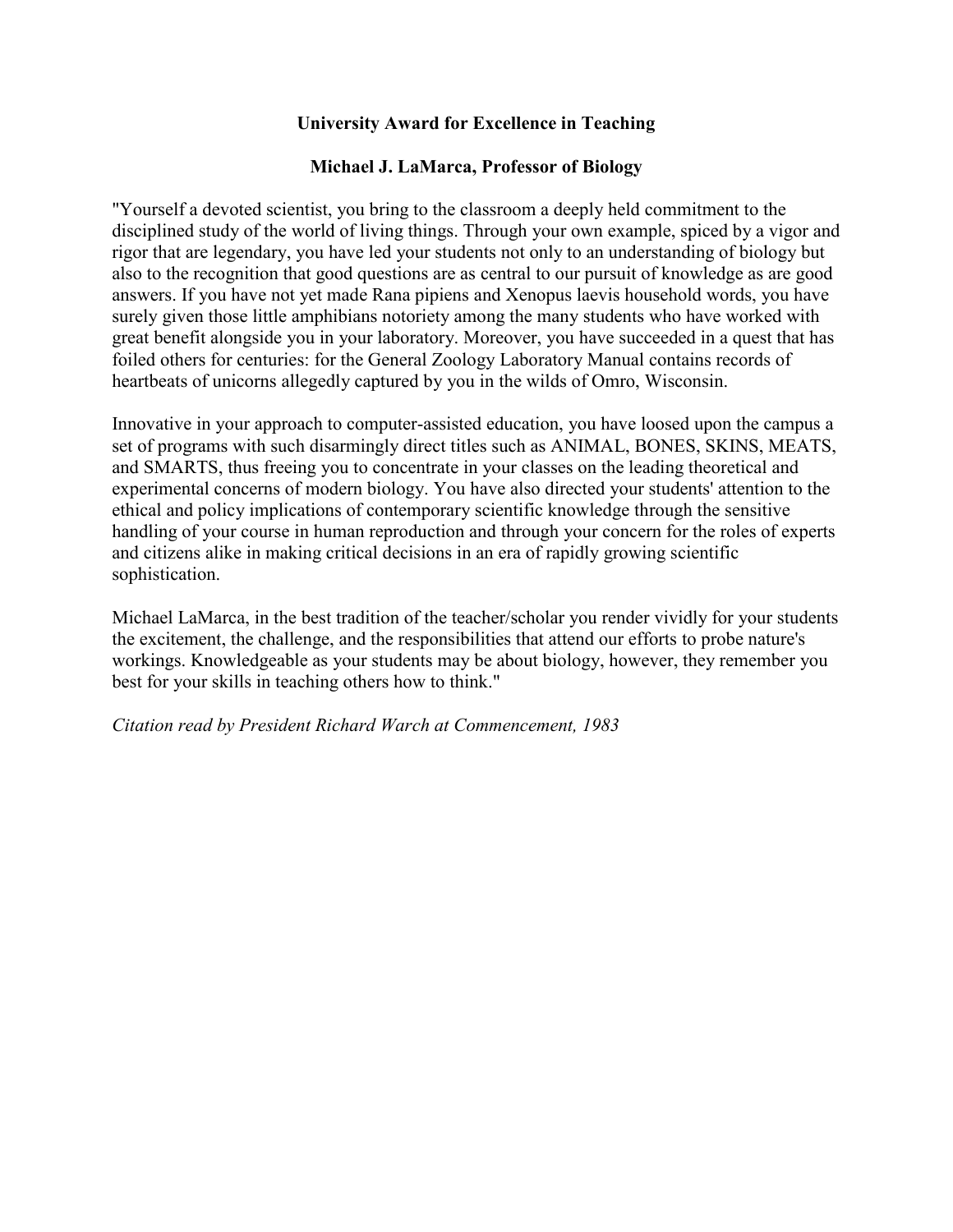**University Award for Excellence in Teaching**

**Michael J. LaMarca, Professor of Biology**

"Yourself a devoted scientist, you bring to the classroom a deeply held commitment to the disciplined study of the world of living things. Through your own example, spiced by a vigor and rigor that are legendary, you have led your students not only to an understanding of biology but also to the recognition that good questions are as central to our pursuit of knowledge as are good answers. If you have not yet made Rana pipiens and Xenopus laevis household words, you have surely given those little amphibians notoriety among the many students who have worked with great benefit alongside you in your laboratory. Moreover, you have succeeded in a quest that has foiled others for centuries: for the General Zoology Laboratory Manual contains records of heartbeats of unicorns allegedly captured by you in the wilds of Omro, Wisconsin.

Innovative in your approach to computer-assisted education, you have loosed upon the campus a set of programs with such disarmingly direct titles such as ANIMAL, BONES, SKINS, MEATS, and SMARTS, thus freeing you to concentrate in your classes on the leading theoretical and experimental concerns of modern biology. You have also directed your students' attention to the ethical and policy implications of contemporary scientific knowledge through the sensitive handling of your course in human reproduction and through your concern for the roles of experts and citizens alike in making critical decisions in an era of rapidly growing scientific sophistication.

Michael LaMarca, in the best tradition of the teacher/scholar you render vividly for your students the excitement, the challenge, and the responsibilities that attend our efforts to probe nature's workings. Knowledgeable as your students may be about biology, however, they remember you best for your skills in teaching others how to think."

*Citation read by President Richard Warch at Commencement, 1983*